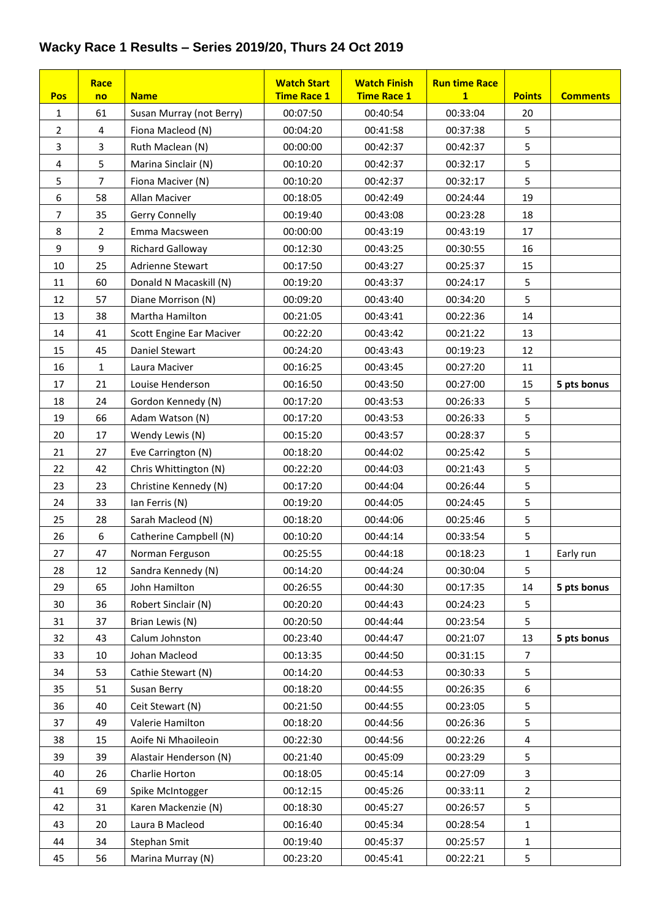# Wacky Race 1 Results – Series 2019/20, Thurs 24 Oct 2019

| Pos | Race no | Name | Watch Start Time Race 1 | Watch Finish Time Race 1 | Run time Race 1 | Points | Comments |
|---|---|---|---|---|---|---|---|
| 1 | 61 | Susan Murray (not Berry) | 00:07:50 | 00:40:54 | 00:33:04 | 20 | |
| 2 | 4 | Fiona Macleod (N) | 00:04:20 | 00:41:58 | 00:37:38 | 5 | |
| 3 | 3 | Ruth Maclean (N) | 00:00:00 | 00:42:37 | 00:42:37 | 5 | |
| 4 | 5 | Marina Sinclair (N) | 00:10:20 | 00:42:37 | 00:32:17 | 5 | |
| 5 | 7 | Fiona Maciver (N) | 00:10:20 | 00:42:37 | 00:32:17 | 5 | |
| 6 | 58 | Allan Maciver | 00:18:05 | 00:42:49 | 00:24:44 | 19 | |
| 7 | 35 | Gerry Connelly | 00:19:40 | 00:43:08 | 00:23:28 | 18 | |
| 8 | 2 | Emma Macsween | 00:00:00 | 00:43:19 | 00:43:19 | 17 | |
| 9 | 9 | Richard Galloway | 00:12:30 | 00:43:25 | 00:30:55 | 16 | |
| 10 | 25 | Adrienne Stewart | 00:17:50 | 00:43:27 | 00:25:37 | 15 | |
| 11 | 60 | Donald N Macaskill (N) | 00:19:20 | 00:43:37 | 00:24:17 | 5 | |
| 12 | 57 | Diane Morrison (N) | 00:09:20 | 00:43:40 | 00:34:20 | 5 | |
| 13 | 38 | Martha Hamilton | 00:21:05 | 00:43:41 | 00:22:36 | 14 | |
| 14 | 41 | Scott Engine Ear Maciver | 00:22:20 | 00:43:42 | 00:21:22 | 13 | |
| 15 | 45 | Daniel Stewart | 00:24:20 | 00:43:43 | 00:19:23 | 12 | |
| 16 | 1 | Laura Maciver | 00:16:25 | 00:43:45 | 00:27:20 | 11 | |
| 17 | 21 | Louise Henderson | 00:16:50 | 00:43:50 | 00:27:00 | 15 | **5 pts bonus** |
| 18 | 24 | Gordon Kennedy (N) | 00:17:20 | 00:43:53 | 00:26:33 | 5 | |
| 19 | 66 | Adam Watson (N) | 00:17:20 | 00:43:53 | 00:26:33 | 5 | |
| 20 | 17 | Wendy Lewis (N) | 00:15:20 | 00:43:57 | 00:28:37 | 5 | |
| 21 | 27 | Eve Carrington (N) | 00:18:20 | 00:44:02 | 00:25:42 | 5 | |
| 22 | 42 | Chris Whittington (N) | 00:22:20 | 00:44:03 | 00:21:43 | 5 | |
| 23 | 23 | Christine Kennedy (N) | 00:17:20 | 00:44:04 | 00:26:44 | 5 | |
| 24 | 33 | Ian Ferris (N) | 00:19:20 | 00:44:05 | 00:24:45 | 5 | |
| 25 | 28 | Sarah Macleod (N) | 00:18:20 | 00:44:06 | 00:25:46 | 5 | |
| 26 | 6 | Catherine Campbell (N) | 00:10:20 | 00:44:14 | 00:33:54 | 5 | |
| 27 | 47 | Norman Ferguson | 00:25:55 | 00:44:18 | 00:18:23 | 1 | Early run |
| 28 | 12 | Sandra Kennedy (N) | 00:14:20 | 00:44:24 | 00:30:04 | 5 | |
| 29 | 65 | John Hamilton | 00:26:55 | 00:44:30 | 00:17:35 | 14 | **5 pts bonus** |
| 30 | 36 | Robert Sinclair (N) | 00:20:20 | 00:44:43 | 00:24:23 | 5 | |
| 31 | 37 | Brian Lewis (N) | 00:20:50 | 00:44:44 | 00:23:54 | 5 | |
| 32 | 43 | Calum Johnston | 00:23:40 | 00:44:47 | 00:21:07 | 13 | **5 pts bonus** |
| 33 | 10 | Johan Macleod | 00:13:35 | 00:44:50 | 00:31:15 | 7 | |
| 34 | 53 | Cathie Stewart (N) | 00:14:20 | 00:44:53 | 00:30:33 | 5 | |
| 35 | 51 | Susan Berry | 00:18:20 | 00:44:55 | 00:26:35 | 6 | |
| 36 | 40 | Ceit Stewart (N) | 00:21:50 | 00:44:55 | 00:23:05 | 5 | |
| 37 | 49 | Valerie Hamilton | 00:18:20 | 00:44:56 | 00:26:36 | 5 | |
| 38 | 15 | Aoife Ni Mhaoileoin | 00:22:30 | 00:44:56 | 00:22:26 | 4 | |
| 39 | 39 | Alastair Henderson (N) | 00:21:40 | 00:45:09 | 00:23:29 | 5 | |
| 40 | 26 | Charlie Horton | 00:18:05 | 00:45:14 | 00:27:09 | 3 | |
| 41 | 69 | Spike McIntogger | 00:12:15 | 00:45:26 | 00:33:11 | 2 | |
| 42 | 31 | Karen Mackenzie (N) | 00:18:30 | 00:45:27 | 00:26:57 | 5 | |
| 43 | 20 | Laura B Macleod | 00:16:40 | 00:45:34 | 00:28:54 | 1 | |
| 44 | 34 | Stephan Smit | 00:19:40 | 00:45:37 | 00:25:57 | 1 | |
| 45 | 56 | Marina Murray (N) | 00:23:20 | 00:45:41 | 00:22:21 | 5 | |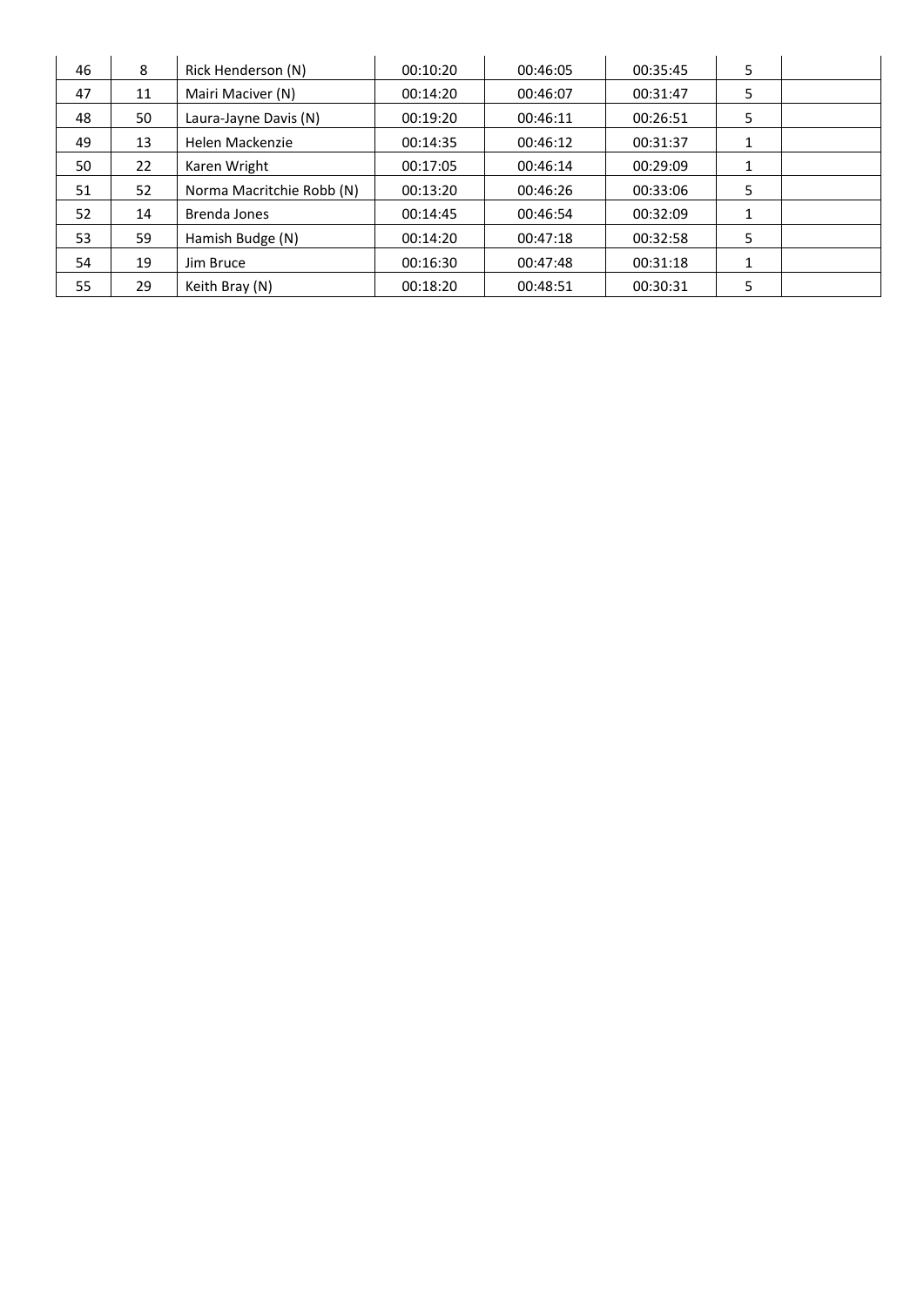| | | | | | | | |
|---|---|---|---|---|---|---|---|
| 46 | 8 | Rick Henderson (N) | 00:10:20 | 00:46:05 | 00:35:45 | 5 | |
| 47 | 11 | Mairi Maciver (N) | 00:14:20 | 00:46:07 | 00:31:47 | 5 | |
| 48 | 50 | Laura-Jayne Davis (N) | 00:19:20 | 00:46:11 | 00:26:51 | 5 | |
| 49 | 13 | Helen Mackenzie | 00:14:35 | 00:46:12 | 00:31:37 | 1 | |
| 50 | 22 | Karen Wright | 00:17:05 | 00:46:14 | 00:29:09 | 1 | |
| 51 | 52 | Norma Macritchie Robb (N) | 00:13:20 | 00:46:26 | 00:33:06 | 5 | |
| 52 | 14 | Brenda Jones | 00:14:45 | 00:46:54 | 00:32:09 | 1 | |
| 53 | 59 | Hamish Budge (N) | 00:14:20 | 00:47:18 | 00:32:58 | 5 | |
| 54 | 19 | Jim Bruce | 00:16:30 | 00:47:48 | 00:31:18 | 1 | |
| 55 | 29 | Keith Bray (N) | 00:18:20 | 00:48:51 | 00:30:31 | 5 | |